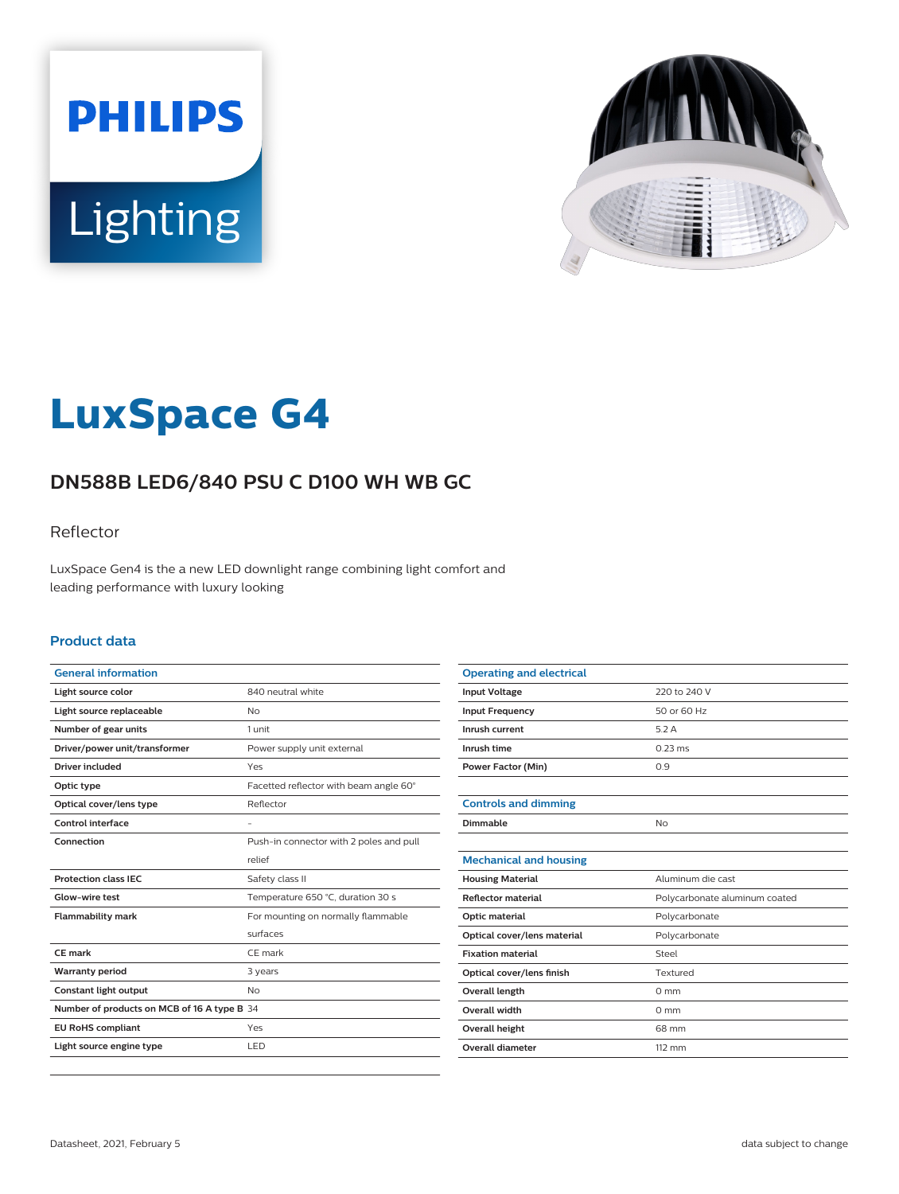# LuxSpace G4

## DN588B LED6/840 PSU C D100 WH WB GC

Reflector

LuxSpace Gen4 is the a new LED downlight range combining light comfort and leading performance with luxury looking

### Product data

| General information | |
|---|---|
| Light source color | 840 neutral white |
| Light source replaceable | No |
| Number of gear units | 1 unit |
| Driver/power unit/transformer | Power supply unit external |
| Driver included | Yes |
| Optic type | Facetted reflector with beam angle 60° |
| Optical cover/lens type | Reflector |
| Control interface | - |
| Connection | Push-in connector with 2 poles and pull relief |
| Protection class IEC | Safety class II |
| Glow-wire test | Temperature 650 °C, duration 30 s |
| Flammability mark | For mounting on normally flammable surfaces |
| CE mark | CE mark |
| Warranty period | 3 years |
| Constant light output | No |
| Number of products on MCB of 16 A type B | 34 |
| EU RoHS compliant | Yes |
| Light source engine type | LED |

| Operating and electrical | |
|---|---|
| Input Voltage | 220 to 240 V |
| Input Frequency | 50 or 60 Hz |
| Inrush current | 5.2 A |
| Inrush time | 0.23 ms |
| Power Factor (Min) | 0.9 |

| Controls and dimming | |
|---|---|
| Dimmable | No |

| Mechanical and housing | |
|---|---|
| Housing Material | Aluminum die cast |
| Reflector material | Polycarbonate aluminum coated |
| Optic material | Polycarbonate |
| Optical cover/lens material | Polycarbonate |
| Fixation material | Steel |
| Optical cover/lens finish | Textured |
| Overall length | 0 mm |
| Overall width | 0 mm |
| Overall height | 68 mm |
| Overall diameter | 112 mm |

Datasheet, 2021, February 5

data subject to change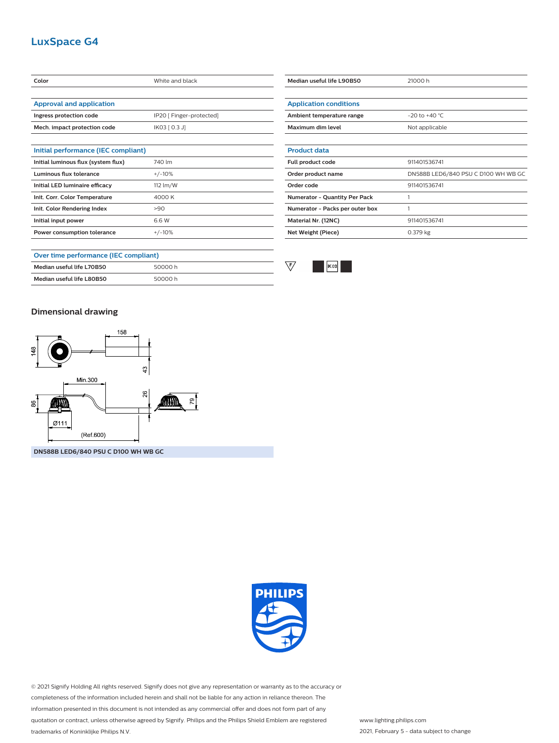# LuxSpace G4

| | |
|---|---|
| **Color** | White and black |

## Approval and application

| | |
|---|---|
| **Ingress protection code** | IP20 [ Finger-protected] |
| **Mech. impact protection code** | IK03 [ 0.3 J] |

## Initial performance (IEC compliant)

| | |
|---|---|
| **Initial luminous flux (system flux)** | 740 lm |
| **Luminous flux tolerance** | +/-10% |
| **Initial LED luminaire efficacy** | 112 lm/W |
| **Init. Corr. Color Temperature** | 4000 K |
| **Init. Color Rendering Index** | >90 |
| **Initial input power** | 6.6 W |
| **Power consumption tolerance** | +/-10% |

## Over time performance (IEC compliant)

| | |
|---|---|
| **Median useful life L70B50** | 50000 h |
| **Median useful life L80B50** | 50000 h |
| **Median useful life L90B50** | 21000 h |

## Application conditions

| | |
|---|---|
| **Ambient temperature range** | -20 to +40 °C |
| **Maximum dim level** | Not applicable |

## Product data

| | |
|---|---|
| **Full product code** | 911401536741 |
| **Order product name** | DN588B LED6/840 PSU C D100 WH WB GC |
| **Order code** | 911401536741 |
| **Numerator - Quantity Per Pack** | 1 |
| **Numerator - Packs per outer box** | 1 |
| **Material Nr. (12NC)** | 911401536741 |
| **Net Weight (Piece)** | 0.379 kg |

F

IK03

## Dimensional drawing

158

148

43

Min.300

26

86

79

Ø111

(Ref.600)

**DN588B LED6/840 PSU C D100 WH WB GC**

© 2021 Signify Holding All rights reserved. Signify does not give any representation or warranty as to the accuracy or completeness of the information included herein and shall not be liable for any action in reliance thereon. The information presented in this document is not intended as any commercial offer and does not form part of any quotation or contract, unless otherwise agreed by Signify. Philips and the Philips Shield Emblem are registered trademarks of Koninklijke Philips N.V.

www.lighting.philips.com

2021, February 5 - data subject to change